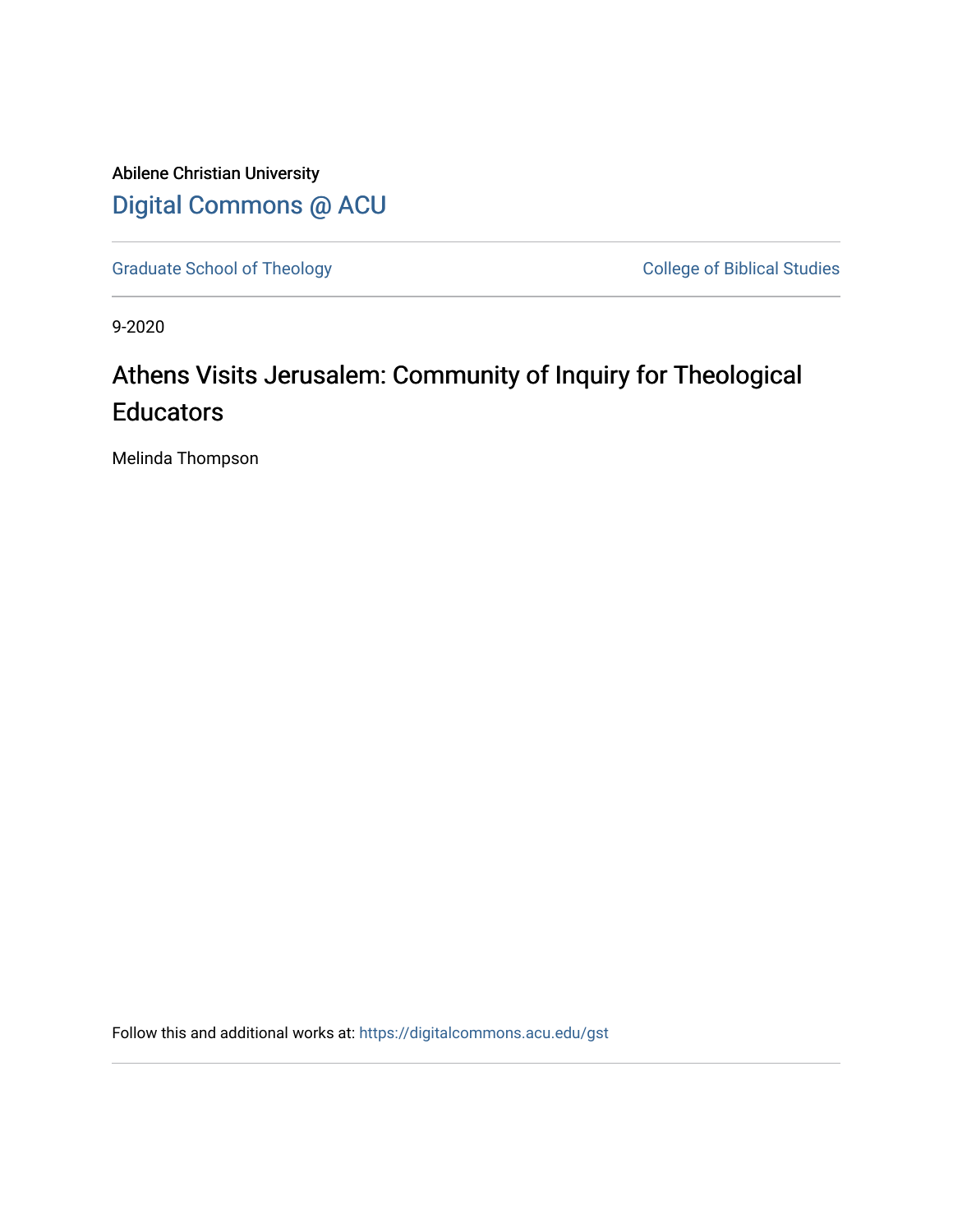Abilene Christian University

Digital Commons @ ACU

Graduate School of Theology

College of Biblical Studies

9-2020

# Athens Visits Jerusalem: Community of Inquiry for Theological Educators

Melinda Thompson

Follow this and additional works at: https://digitalcommons.acu.edu/gst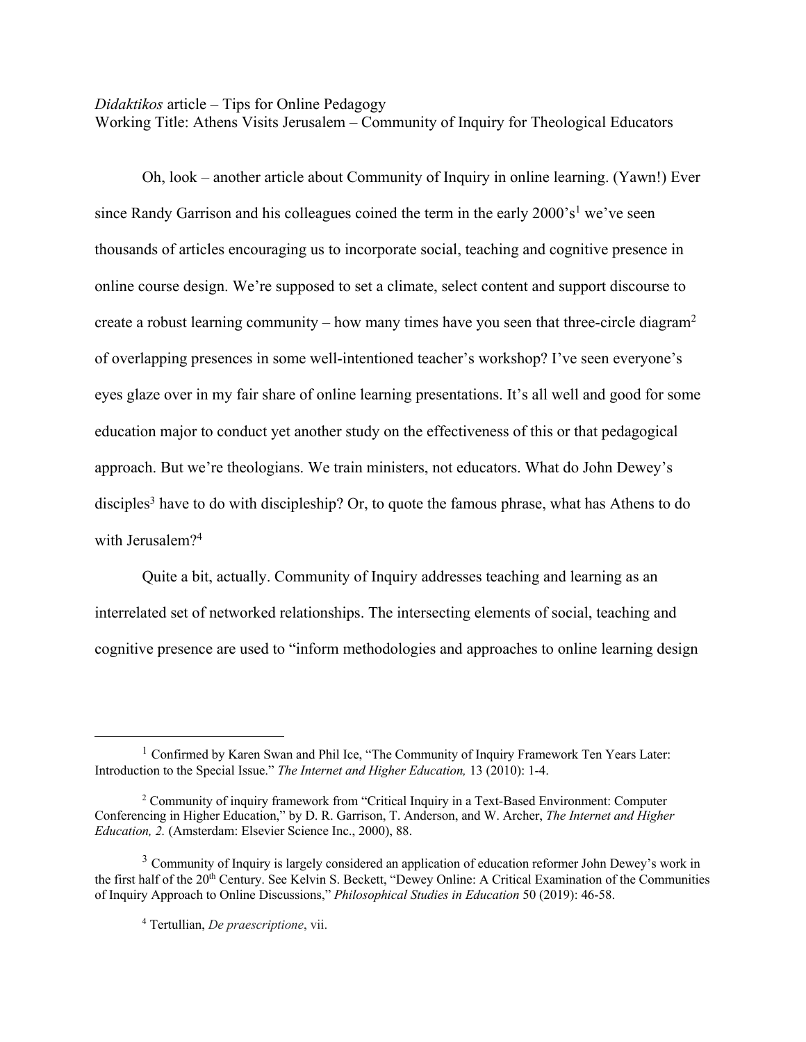*Didaktikos* article – Tips for Online Pedagogy
Working Title: Athens Visits Jerusalem – Community of Inquiry for Theological Educators

Oh, look – another article about Community of Inquiry in online learning. (Yawn!) Ever since Randy Garrison and his colleagues coined the term in the early 2000's[1] we've seen thousands of articles encouraging us to incorporate social, teaching and cognitive presence in online course design. We're supposed to set a climate, select content and support discourse to create a robust learning community – how many times have you seen that three-circle diagram[2] of overlapping presences in some well-intentioned teacher's workshop? I've seen everyone's eyes glaze over in my fair share of online learning presentations. It's all well and good for some education major to conduct yet another study on the effectiveness of this or that pedagogical approach. But we're theologians. We train ministers, not educators. What do John Dewey's disciples[3] have to do with discipleship? Or, to quote the famous phrase, what has Athens to do with Jerusalem?[4]

Quite a bit, actually. Community of Inquiry addresses teaching and learning as an interrelated set of networked relationships. The intersecting elements of social, teaching and cognitive presence are used to "inform methodologies and approaches to online learning design

---

[1] Confirmed by Karen Swan and Phil Ice, "The Community of Inquiry Framework Ten Years Later: Introduction to the Special Issue." *The Internet and Higher Education,* 13 (2010): 1-4.

[2] Community of inquiry framework from "Critical Inquiry in a Text-Based Environment: Computer Conferencing in Higher Education," by D. R. Garrison, T. Anderson, and W. Archer, *The Internet and Higher Education, 2.* (Amsterdam: Elsevier Science Inc., 2000), 88.

[3] Community of Inquiry is largely considered an application of education reformer John Dewey's work in the first half of the 20th Century. See Kelvin S. Beckett, "Dewey Online: A Critical Examination of the Communities of Inquiry Approach to Online Discussions," *Philosophical Studies in Education* 50 (2019): 46-58.

[4] Tertullian, *De praescriptione*, vii.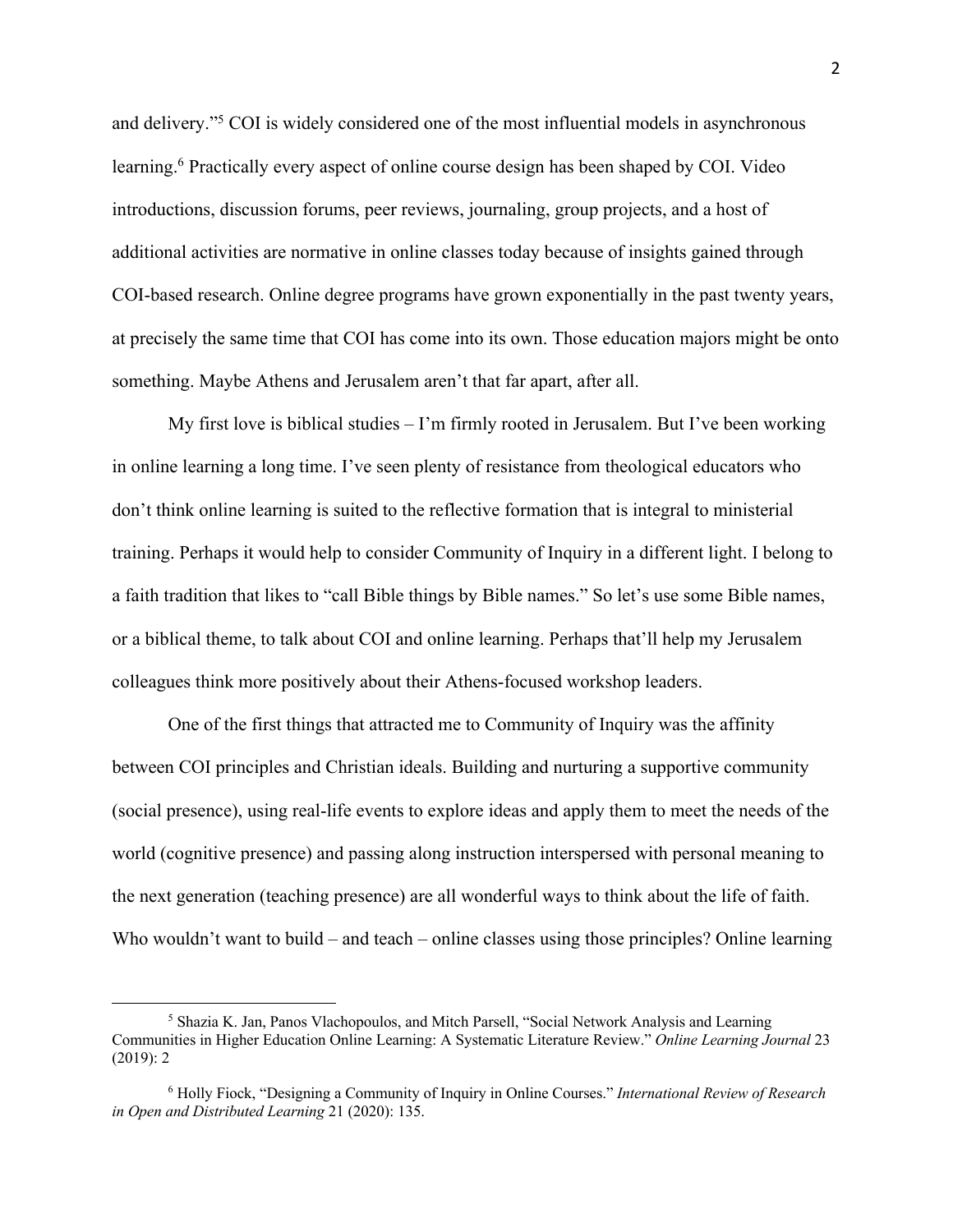and delivery."[5] COI is widely considered one of the most influential models in asynchronous learning.[6] Practically every aspect of online course design has been shaped by COI. Video introductions, discussion forums, peer reviews, journaling, group projects, and a host of additional activities are normative in online classes today because of insights gained through COI-based research. Online degree programs have grown exponentially in the past twenty years, at precisely the same time that COI has come into its own. Those education majors might be onto something. Maybe Athens and Jerusalem aren't that far apart, after all.

My first love is biblical studies – I'm firmly rooted in Jerusalem. But I've been working in online learning a long time. I've seen plenty of resistance from theological educators who don't think online learning is suited to the reflective formation that is integral to ministerial training. Perhaps it would help to consider Community of Inquiry in a different light. I belong to a faith tradition that likes to "call Bible things by Bible names." So let's use some Bible names, or a biblical theme, to talk about COI and online learning. Perhaps that'll help my Jerusalem colleagues think more positively about their Athens-focused workshop leaders.

One of the first things that attracted me to Community of Inquiry was the affinity between COI principles and Christian ideals. Building and nurturing a supportive community (social presence), using real-life events to explore ideas and apply them to meet the needs of the world (cognitive presence) and passing along instruction interspersed with personal meaning to the next generation (teaching presence) are all wonderful ways to think about the life of faith. Who wouldn't want to build – and teach – online classes using those principles? Online learning

---

[5] Shazia K. Jan, Panos Vlachopoulos, and Mitch Parsell, "Social Network Analysis and Learning Communities in Higher Education Online Learning: A Systematic Literature Review." *Online Learning Journal* 23 (2019): 2

[6] Holly Fiock, "Designing a Community of Inquiry in Online Courses." *International Review of Research in Open and Distributed Learning* 21 (2020): 135.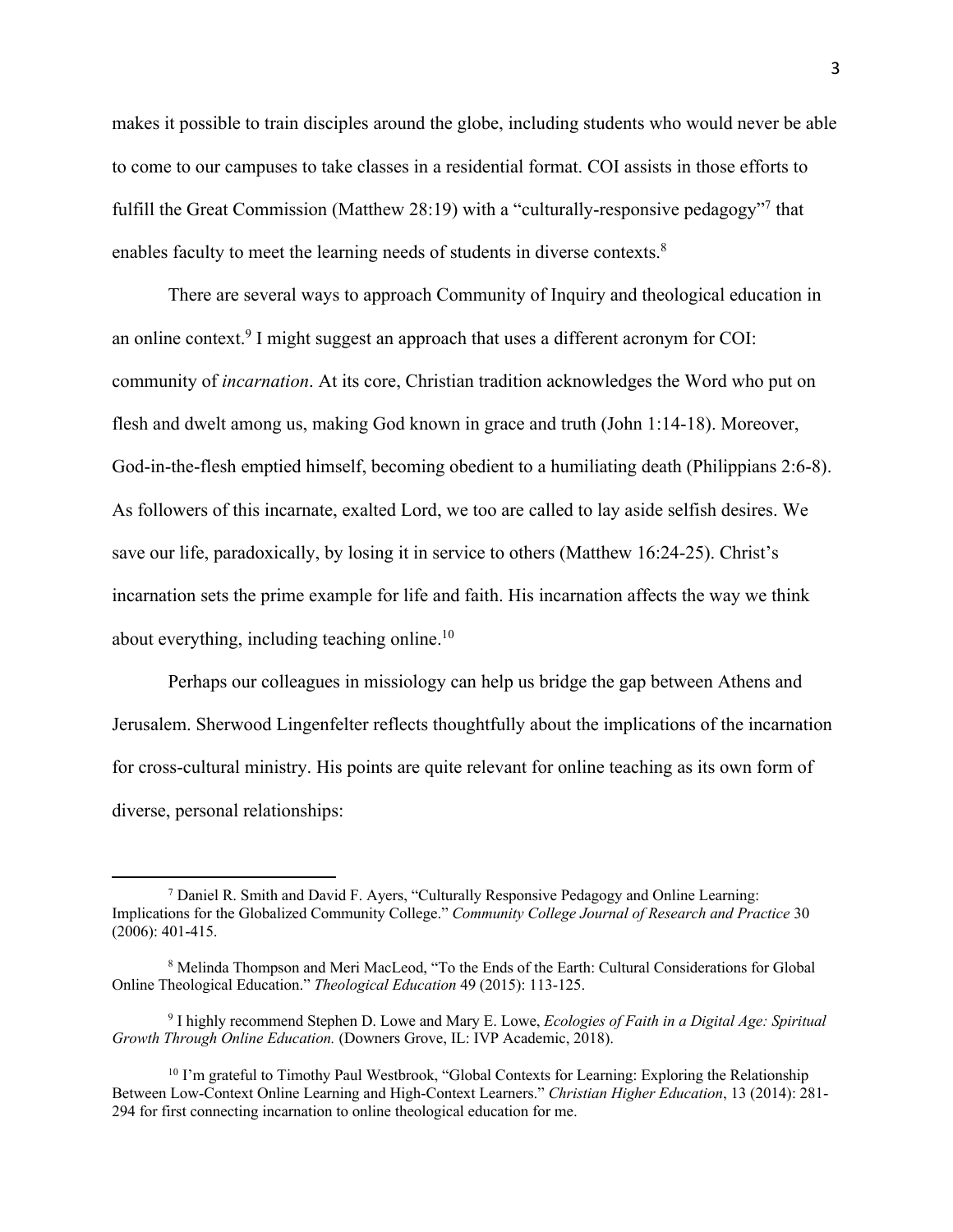makes it possible to train disciples around the globe, including students who would never be able to come to our campuses to take classes in a residential format. COI assists in those efforts to fulfill the Great Commission (Matthew 28:19) with a "culturally-responsive pedagogy"[7] that enables faculty to meet the learning needs of students in diverse contexts.[8]

There are several ways to approach Community of Inquiry and theological education in an online context.[9] I might suggest an approach that uses a different acronym for COI: community of *incarnation*. At its core, Christian tradition acknowledges the Word who put on flesh and dwelt among us, making God known in grace and truth (John 1:14-18). Moreover, God-in-the-flesh emptied himself, becoming obedient to a humiliating death (Philippians 2:6-8). As followers of this incarnate, exalted Lord, we too are called to lay aside selfish desires. We save our life, paradoxically, by losing it in service to others (Matthew 16:24-25). Christ's incarnation sets the prime example for life and faith. His incarnation affects the way we think about everything, including teaching online.[10]

Perhaps our colleagues in missiology can help us bridge the gap between Athens and Jerusalem. Sherwood Lingenfelter reflects thoughtfully about the implications of the incarnation for cross-cultural ministry. His points are quite relevant for online teaching as its own form of diverse, personal relationships:

---

[7] Daniel R. Smith and David F. Ayers, "Culturally Responsive Pedagogy and Online Learning: Implications for the Globalized Community College." *Community College Journal of Research and Practice* 30 (2006): 401-415.

[8] Melinda Thompson and Meri MacLeod, "To the Ends of the Earth: Cultural Considerations for Global Online Theological Education." *Theological Education* 49 (2015): 113-125.

[9] I highly recommend Stephen D. Lowe and Mary E. Lowe, *Ecologies of Faith in a Digital Age: Spiritual Growth Through Online Education.* (Downers Grove, IL: IVP Academic, 2018).

[10] I'm grateful to Timothy Paul Westbrook, "Global Contexts for Learning: Exploring the Relationship Between Low-Context Online Learning and High-Context Learners." *Christian Higher Education*, 13 (2014): 281-294 for first connecting incarnation to online theological education for me.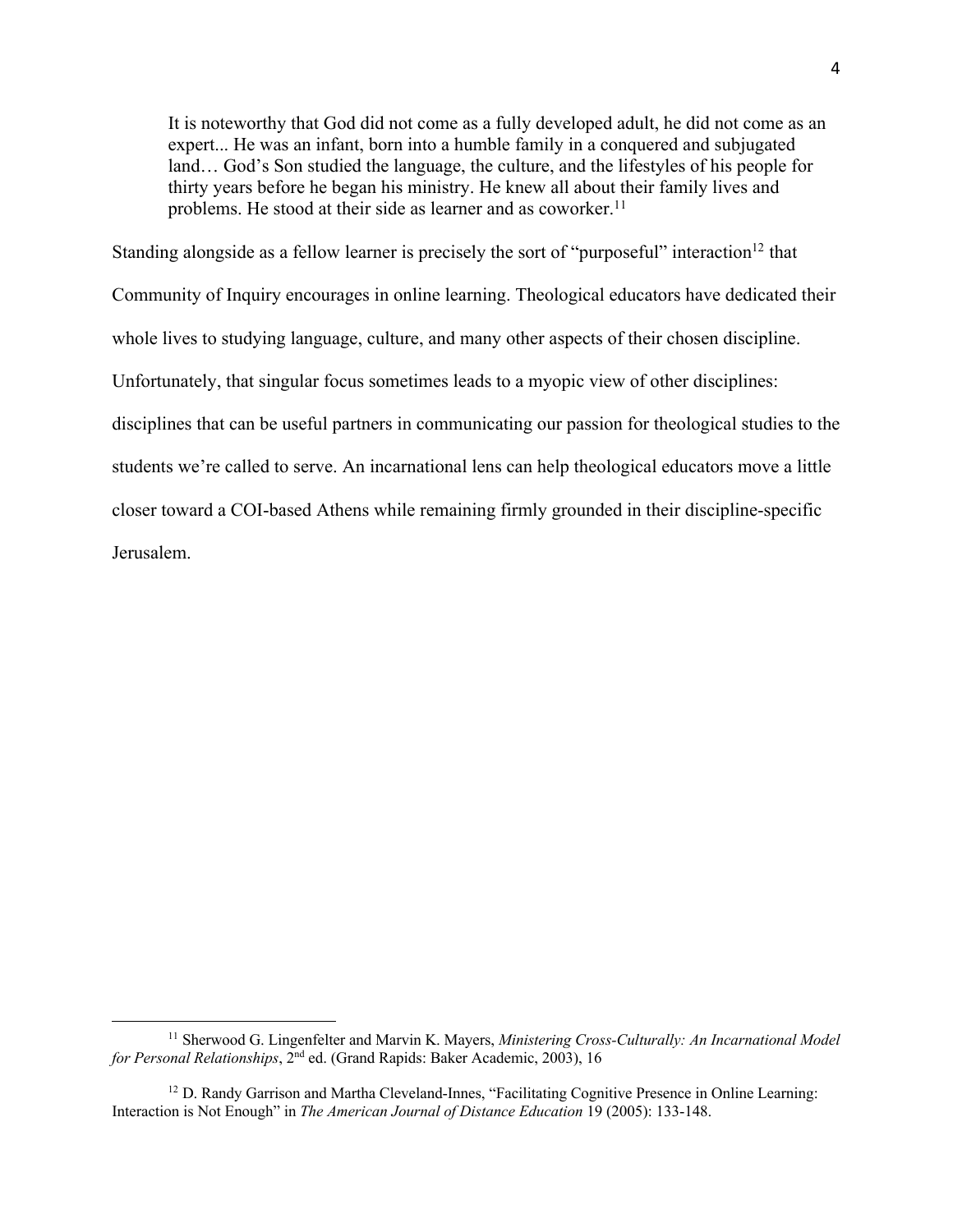> It is noteworthy that God did not come as a fully developed adult, he did not come as an expert... He was an infant, born into a humble family in a conquered and subjugated land… God's Son studied the language, the culture, and the lifestyles of his people for thirty years before he began his ministry. He knew all about their family lives and problems. He stood at their side as learner and as coworker.[11]

Standing alongside as a fellow learner is precisely the sort of "purposeful" interaction[12] that Community of Inquiry encourages in online learning. Theological educators have dedicated their whole lives to studying language, culture, and many other aspects of their chosen discipline. Unfortunately, that singular focus sometimes leads to a myopic view of other disciplines: disciplines that can be useful partners in communicating our passion for theological studies to the students we're called to serve. An incarnational lens can help theological educators move a little closer toward a COI-based Athens while remaining firmly grounded in their discipline-specific Jerusalem.

---

[11] Sherwood G. Lingenfelter and Marvin K. Mayers, *Ministering Cross-Culturally: An Incarnational Model for Personal Relationships*, 2nd ed. (Grand Rapids: Baker Academic, 2003), 16

[12] D. Randy Garrison and Martha Cleveland-Innes, "Facilitating Cognitive Presence in Online Learning: Interaction is Not Enough" in *The American Journal of Distance Education* 19 (2005): 133-148.